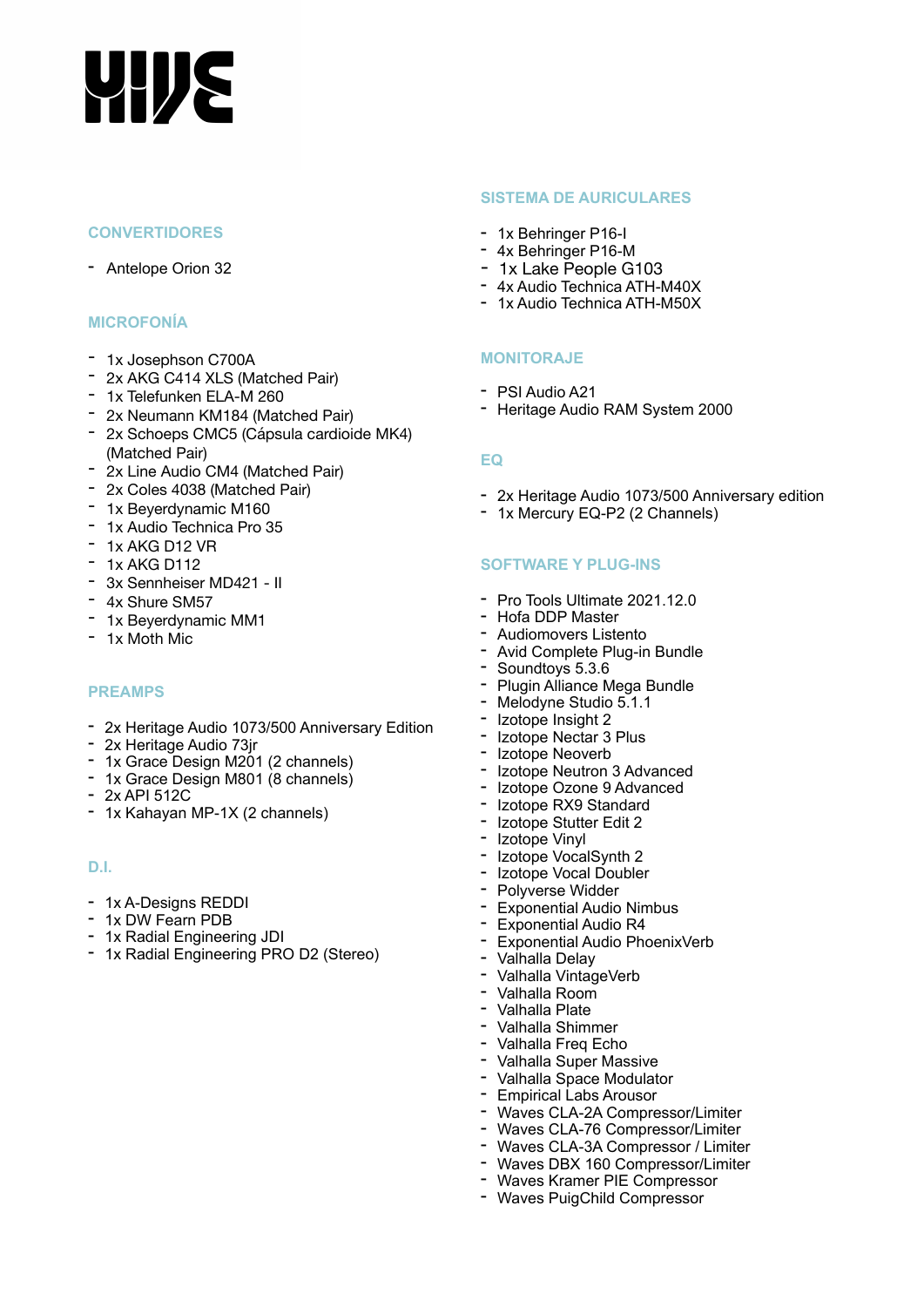# HIVE

## CONVERTIDORES

- Antelope Orion 32

## MICROFONÍA

- 1x Josephson C700A
- 2x AKG C414 XLS (Matched Pair)
- 1x Telefunken ELA-M 260
- 2x Neumann KM184 (Matched Pair)
- 2x Schoeps CMC5 (Cápsula cardioide MK4) (Matched Pair)
- 2x Line Audio CM4 (Matched Pair)
- 2x Coles 4038 (Matched Pair)
- 1x Beyerdynamic M160
- 1x Audio Technica Pro 35
- 1x AKG D12 VR
- 1x AKG D112
- 3x Sennheiser MD421 - II
- 4x Shure SM57
- 1x Beyerdynamic MM1
- 1x Moth Mic

## PREAMPS

- 2x Heritage Audio 1073/500 Anniversary Edition
- 2x Heritage Audio 73jr
- 1x Grace Design M201 (2 channels)
- 1x Grace Design M801 (8 channels)
- 2x API 512C
- 1x Kahayan MP-1X (2 channels)

## D.I.

- 1x A-Designs REDDI
- 1x DW Fearn PDB
- 1x Radial Engineering JDI
- 1x Radial Engineering PRO D2 (Stereo)

## SISTEMA DE AURICULARES

- 1x Behringer P16-I
- 4x Behringer P16-M
- 1x Lake People G103
- 4x Audio Technica ATH-M40X
- 1x Audio Technica ATH-M50X

## MONITORAJE

- PSI Audio A21
- Heritage Audio RAM System 2000

## EQ

- 2x Heritage Audio 1073/500 Anniversary edition
- 1x Mercury EQ-P2 (2 Channels)

## SOFTWARE Y PLUG-INS

- Pro Tools Ultimate 2021.12.0
- Hofa DDP Master
- Audiomovers Listento
- Avid Complete Plug-in Bundle
- Soundtoys 5.3.6
- Plugin Alliance Mega Bundle
- Melodyne Studio 5.1.1
- Izotope Insight 2
- Izotope Nectar 3 Plus
- Izotope Neoverb
- Izotope Neutron 3 Advanced
- Izotope Ozone 9 Advanced
- Izotope RX9 Standard
- Izotope Stutter Edit 2
- Izotope Vinyl
- Izotope VocalSynth 2
- Izotope Vocal Doubler
- Polyverse Widder
- Exponential Audio Nimbus
- Exponential Audio R4
- Exponential Audio PhoenixVerb
- Valhalla Delay
- Valhalla VintageVerb
- Valhalla Room
- Valhalla Plate
- Valhalla Shimmer
- Valhalla Freq Echo
- Valhalla Super Massive
- Valhalla Space Modulator
- Empirical Labs Arousor
- Waves CLA-2A Compressor/Limiter
- Waves CLA-76 Compressor/Limiter
- Waves CLA-3A Compressor / Limiter
- Waves DBX 160 Compressor/Limiter
- Waves Kramer PIE Compressor
- Waves PuigChild Compressor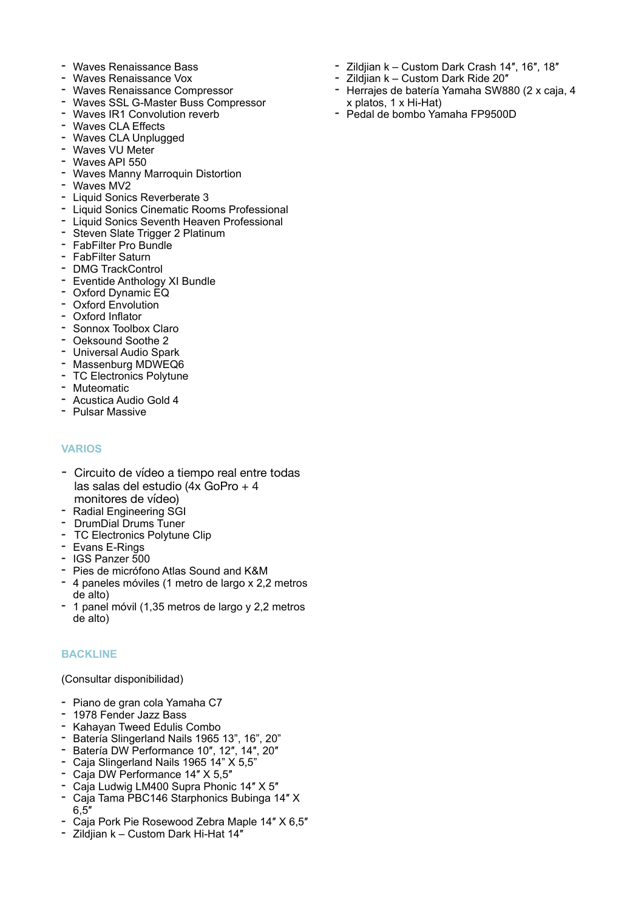- Waves Renaissance Bass
- Waves Renaissance Vox
- Waves Renaissance Compressor
- Waves SSL G-Master Buss Compressor
- Waves IR1 Convolution reverb
- Waves CLA Effects
- Waves CLA Unplugged
- Waves VU Meter
- Waves API 550
- Waves Manny Marroquin Distortion
- Waves MV2
- Liquid Sonics Reverberate 3
- Liquid Sonics Cinematic Rooms Professional
- Liquid Sonics Seventh Heaven Professional
- Steven Slate Trigger 2 Platinum
- FabFilter Pro Bundle
- FabFilter Saturn
- DMG TrackControl
- Eventide Anthology XI Bundle
- Oxford Dynamic EQ
- Oxford Envolution
- Oxford Inflator
- Sonnox Toolbox Claro
- Oeksound Soothe 2
- Universal Audio Spark
- Massenburg MDWEQ6
- TC Electronics Polytune
- Muteomatic
- Acustica Audio Gold 4
- Pulsar Massive

## VARIOS

- Circuito de vídeo a tiempo real entre todas las salas del estudio (4x GoPro + 4 monitores de vídeo)
- Radial Engineering SGI
- DrumDial Drums Tuner
- TC Electronics Polytune Clip
- Evans E-Rings
- IGS Panzer 500
- Pies de micrófono Atlas Sound and K&M
- 4 paneles móviles (1 metro de largo x 2,2 metros de alto)
- 1 panel móvil (1,35 metros de largo y 2,2 metros de alto)

## BACKLINE

(Consultar disponibilidad)

- Piano de gran cola Yamaha C7
- 1978 Fender Jazz Bass
- Kahayan Tweed Edulis Combo
- Batería Slingerland Nails 1965 13", 16", 20"
- Batería DW Performance 10″, 12", 14", 20″
- Caja Slingerland Nails 1965 14" X 5,5"
- Caja DW Performance 14″ X 5,5″
- Caja Ludwig LM400 Supra Phonic 14″ X 5″
- Caja Tama PBC146 Starphonics Bubinga 14″ X 6,5″
- Caja Pork Pie Rosewood Zebra Maple 14″ X 6,5″
- Zildjian k – Custom Dark Hi-Hat 14″
- Zildjian k – Custom Dark Crash 14″, 16″, 18″
- Zildjian k – Custom Dark Ride 20″
- Herrajes de batería Yamaha SW880 (2 x caja, 4 x platos, 1 x Hi-Hat)
- Pedal de bombo Yamaha FP9500D